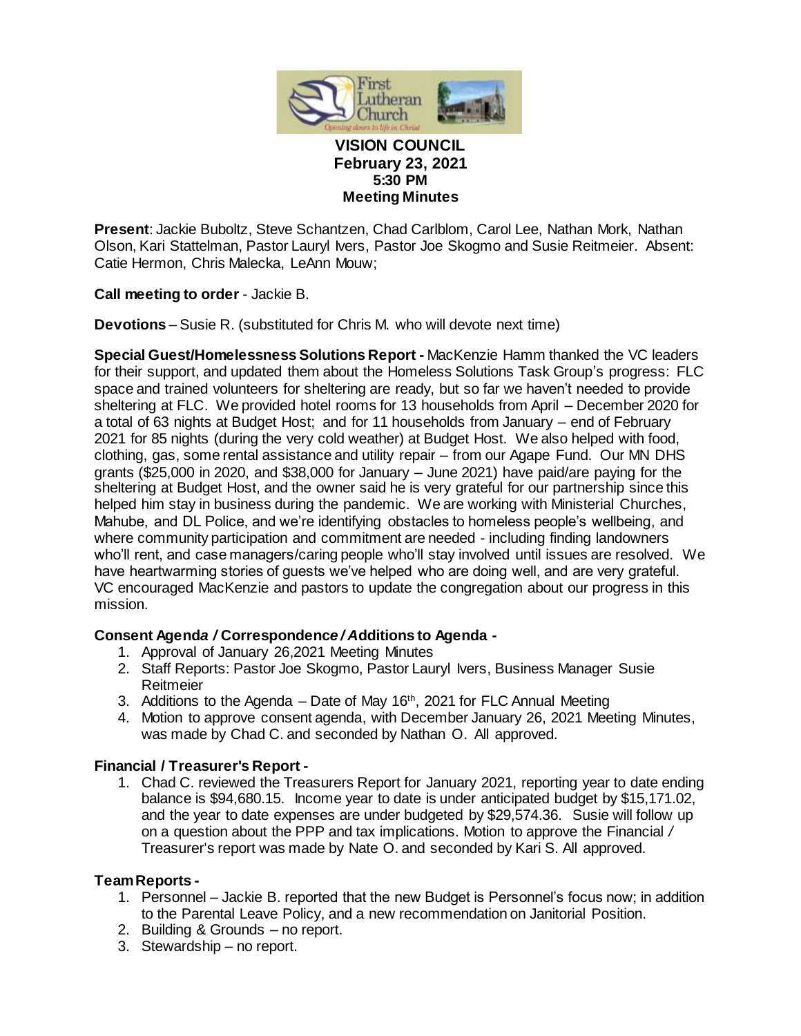# VISION COUNCIL
## February 23, 2021
## 5:30 PM
## Meeting Minutes

**Present**: Jackie Buboltz, Steve Schantzen, Chad Carlblom, Carol Lee, Nathan Mork, Nathan Olson, Kari Stattelman, Pastor Lauryl Ivers, Pastor Joe Skogmo and Susie Reitmeier. Absent: Catie Hermon, Chris Malecka, LeAnn Mouw;

**Call meeting to order** - Jackie B.

**Devotions** – Susie R. (substituted for Chris M. who will devote next time)

**Special Guest/Homelessness Solutions Report -** MacKenzie Hamm thanked the VC leaders for their support, and updated them about the Homeless Solutions Task Group's progress: FLC space and trained volunteers for sheltering are ready, but so far we haven't needed to provide sheltering at FLC. We provided hotel rooms for 13 households from April – December 2020 for a total of 63 nights at Budget Host; and for 11 households from January – end of February 2021 for 85 nights (during the very cold weather) at Budget Host. We also helped with food, clothing, gas, some rental assistance and utility repair – from our Agape Fund. Our MN DHS grants ($25,000 in 2020, and $38,000 for January – June 2021) have paid/are paying for the sheltering at Budget Host, and the owner said he is very grateful for our partnership since this helped him stay in business during the pandemic. We are working with Ministerial Churches, Mahube, and DL Police, and we're identifying obstacles to homeless people's wellbeing, and where community participation and commitment are needed - including finding landowners who'll rent, and case managers/caring people who'll stay involved until issues are resolved. We have heartwarming stories of guests we've helped who are doing well, and are very grateful. VC encouraged MacKenzie and pastors to update the congregation about our progress in this mission.

**Consent Agenda / Correspondence / Additions to Agenda -**

1. Approval of January 26,2021 Meeting Minutes
2. Staff Reports: Pastor Joe Skogmo, Pastor Lauryl Ivers, Business Manager Susie Reitmeier
3. Additions to the Agenda – Date of May 16th, 2021 for FLC Annual Meeting
4. Motion to approve consent agenda, with December January 26, 2021 Meeting Minutes, was made by Chad C. and seconded by Nathan O. All approved.

**Financial / Treasurer's Report -**

1. Chad C. reviewed the Treasurers Report for January 2021, reporting year to date ending balance is $94,680.15. Income year to date is under anticipated budget by $15,171.02, and the year to date expenses are under budgeted by $29,574.36. Susie will follow up on a question about the PPP and tax implications. Motion to approve the Financial / Treasurer's report was made by Nate O. and seconded by Kari S. All approved.

**Team Reports -**

1. Personnel – Jackie B. reported that the new Budget is Personnel's focus now; in addition to the Parental Leave Policy, and a new recommendation on Janitorial Position.
2. Building & Grounds – no report.
3. Stewardship – no report.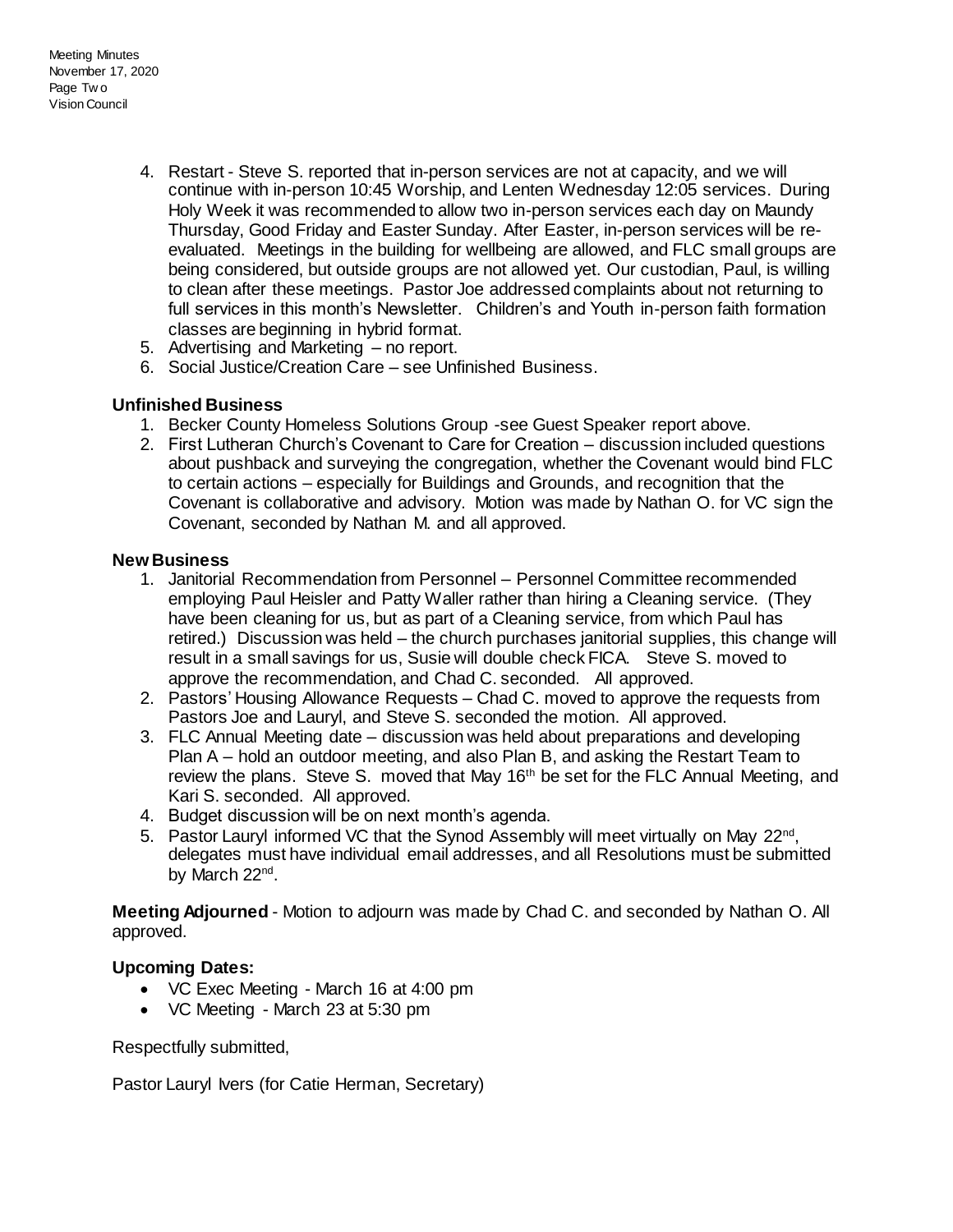4. Restart - Steve S. reported that in-person services are not at capacity, and we will continue with in-person 10:45 Worship, and Lenten Wednesday 12:05 services. During Holy Week it was recommended to allow two in-person services each day on Maundy Thursday, Good Friday and Easter Sunday. After Easter, in-person services will be re-evaluated. Meetings in the building for wellbeing are allowed, and FLC small groups are being considered, but outside groups are not allowed yet. Our custodian, Paul, is willing to clean after these meetings. Pastor Joe addressed complaints about not returning to full services in this month's Newsletter. Children's and Youth in-person faith formation classes are beginning in hybrid format.
5. Advertising and Marketing – no report.
6. Social Justice/Creation Care – see Unfinished Business.

**Unfinished Business**

1. Becker County Homeless Solutions Group -see Guest Speaker report above.
2. First Lutheran Church's Covenant to Care for Creation – discussion included questions about pushback and surveying the congregation, whether the Covenant would bind FLC to certain actions – especially for Buildings and Grounds, and recognition that the Covenant is collaborative and advisory. Motion was made by Nathan O. for VC sign the Covenant, seconded by Nathan M. and all approved.

**New Business**

1. Janitorial Recommendation from Personnel – Personnel Committee recommended employing Paul Heisler and Patty Waller rather than hiring a Cleaning service. (They have been cleaning for us, but as part of a Cleaning service, from which Paul has retired.) Discussion was held – the church purchases janitorial supplies, this change will result in a small savings for us, Susie will double check FICA. Steve S. moved to approve the recommendation, and Chad C. seconded. All approved.
2. Pastors' Housing Allowance Requests – Chad C. moved to approve the requests from Pastors Joe and Lauryl, and Steve S. seconded the motion. All approved.
3. FLC Annual Meeting date – discussion was held about preparations and developing Plan A – hold an outdoor meeting, and also Plan B, and asking the Restart Team to review the plans. Steve S. moved that May 16th be set for the FLC Annual Meeting, and Kari S. seconded. All approved.
4. Budget discussion will be on next month's agenda.
5. Pastor Lauryl informed VC that the Synod Assembly will meet virtually on May 22nd, delegates must have individual email addresses, and all Resolutions must be submitted by March 22nd.

**Meeting Adjourned** - Motion to adjourn was made by Chad C. and seconded by Nathan O. All approved.

**Upcoming Dates:**

- VC Exec Meeting - March 16 at 4:00 pm
- VC Meeting - March 23 at 5:30 pm

Respectfully submitted,

Pastor Lauryl Ivers (for Catie Herman, Secretary)